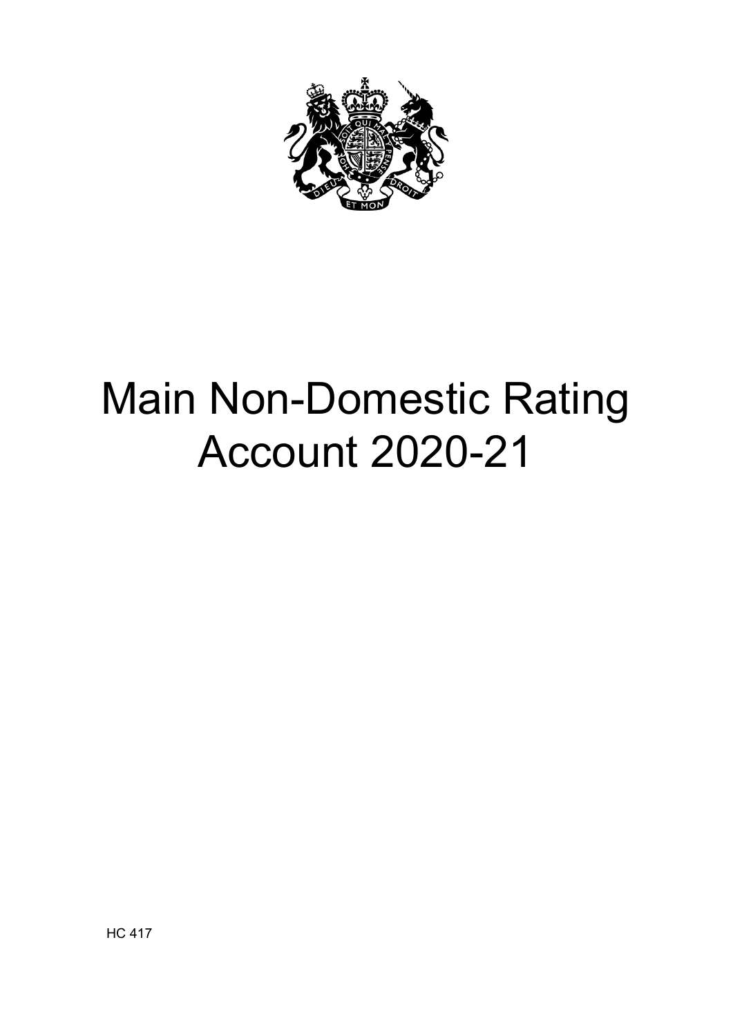# Main Non-Domestic Rating Account 2020-21

HC 417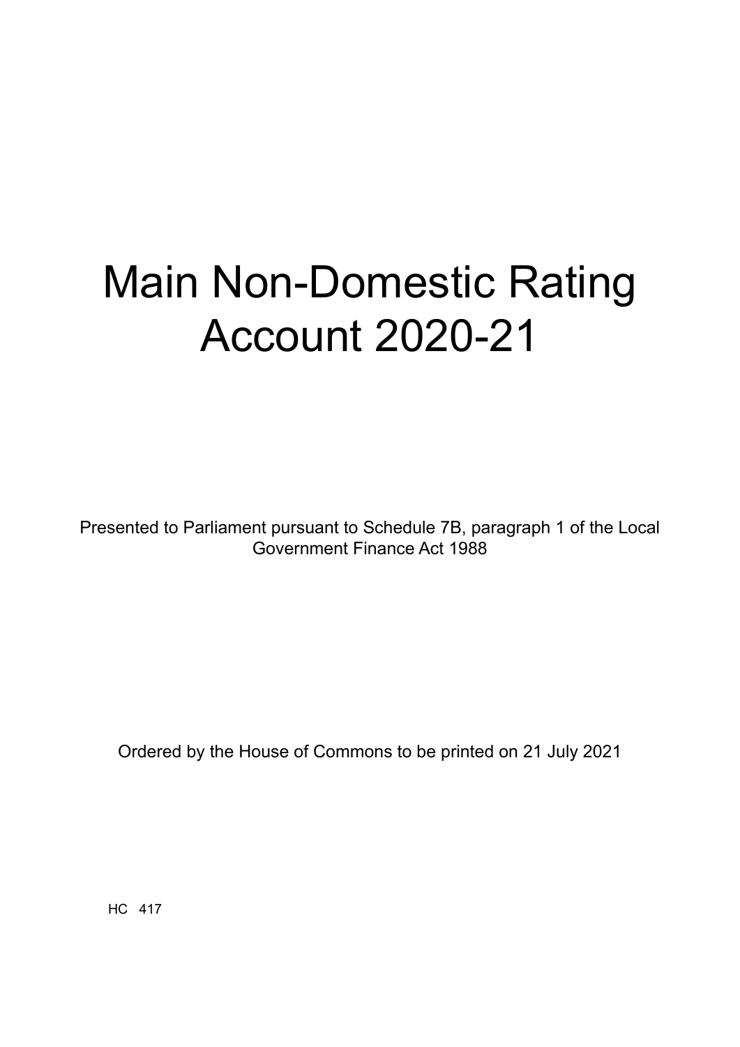# Main Non-Domestic Rating Account 2020-21

Presented to Parliament pursuant to Schedule 7B, paragraph 1 of the Local Government Finance Act 1988

Ordered by the House of Commons to be printed on 21 July 2021

HC 417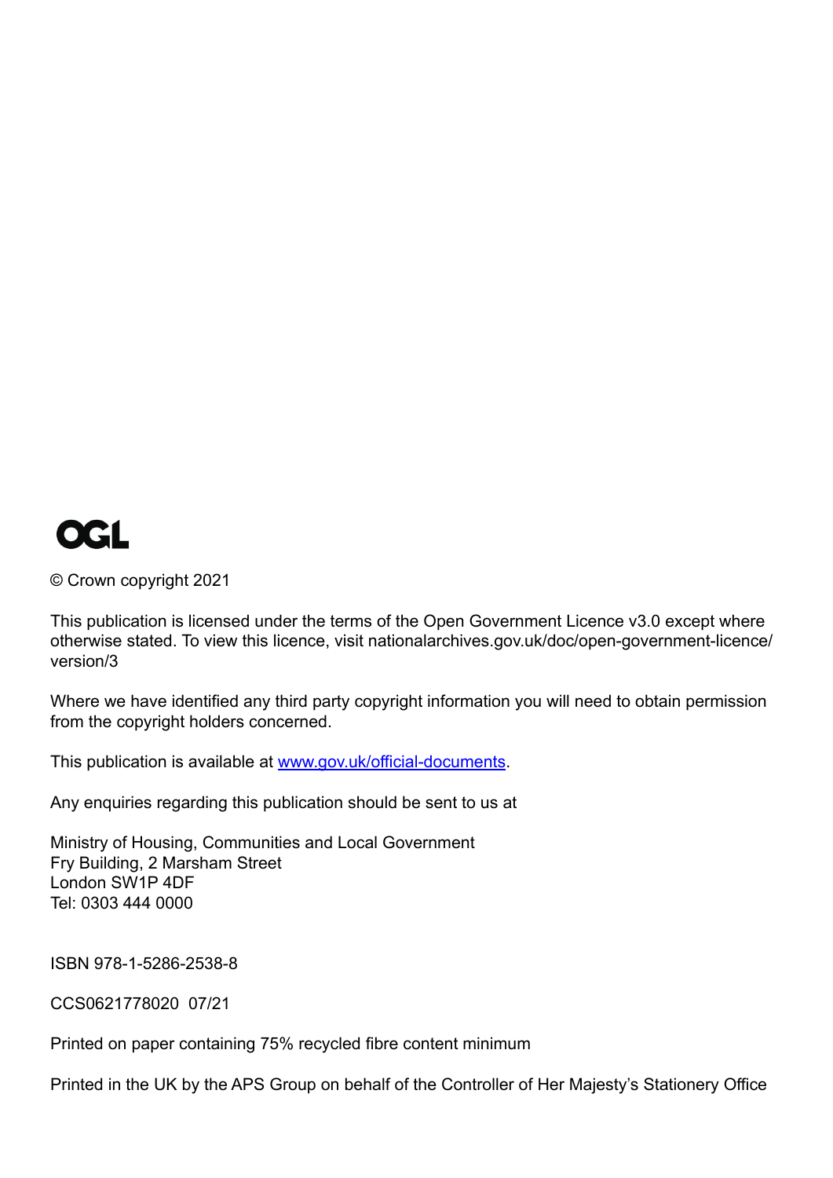OGL

© Crown copyright 2021

This publication is licensed under the terms of the Open Government Licence v3.0 except where otherwise stated. To view this licence, visit nationalarchives.gov.uk/doc/open-government-licence/version/3

Where we have identified any third party copyright information you will need to obtain permission from the copyright holders concerned.

This publication is available at [www.gov.uk/official-documents](www.gov.uk/official-documents).

Any enquiries regarding this publication should be sent to us at

Ministry of Housing, Communities and Local Government
Fry Building, 2 Marsham Street
London SW1P 4DF
Tel: 0303 444 0000

ISBN 978-1-5286-2538-8

CCS0621778020 07/21

Printed on paper containing 75% recycled fibre content minimum

Printed in the UK by the APS Group on behalf of the Controller of Her Majesty's Stationery Office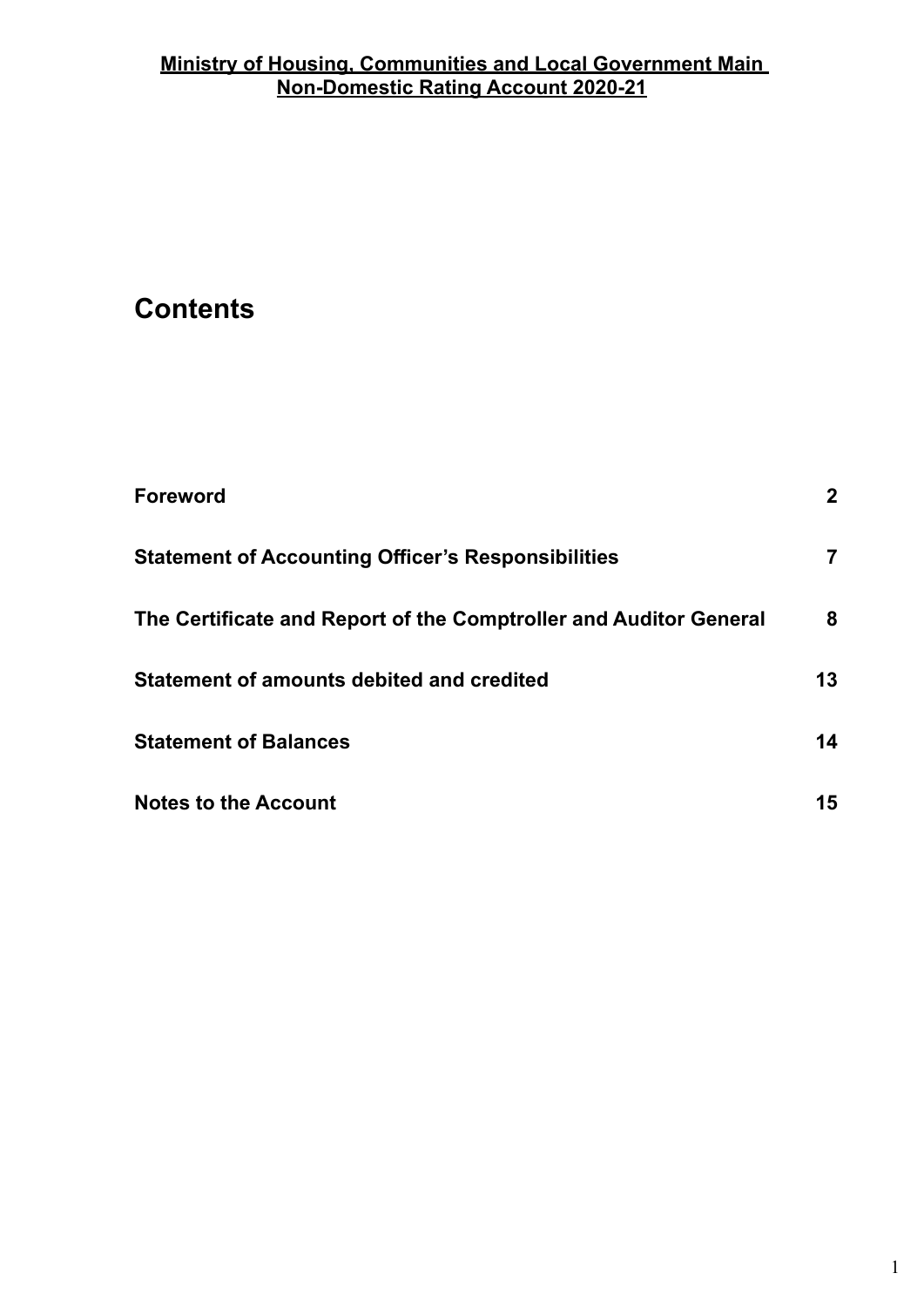**Ministry of Housing, Communities and Local Government Main Non-Domestic Rating Account 2020-21**

# Contents

| | |
|---|---|
| **Foreword** | **2** |
| **Statement of Accounting Officer's Responsibilities** | **7** |
| **The Certificate and Report of the Comptroller and Auditor General** | **8** |
| **Statement of amounts debited and credited** | **13** |
| **Statement of Balances** | **14** |
| **Notes to the Account** | **15** |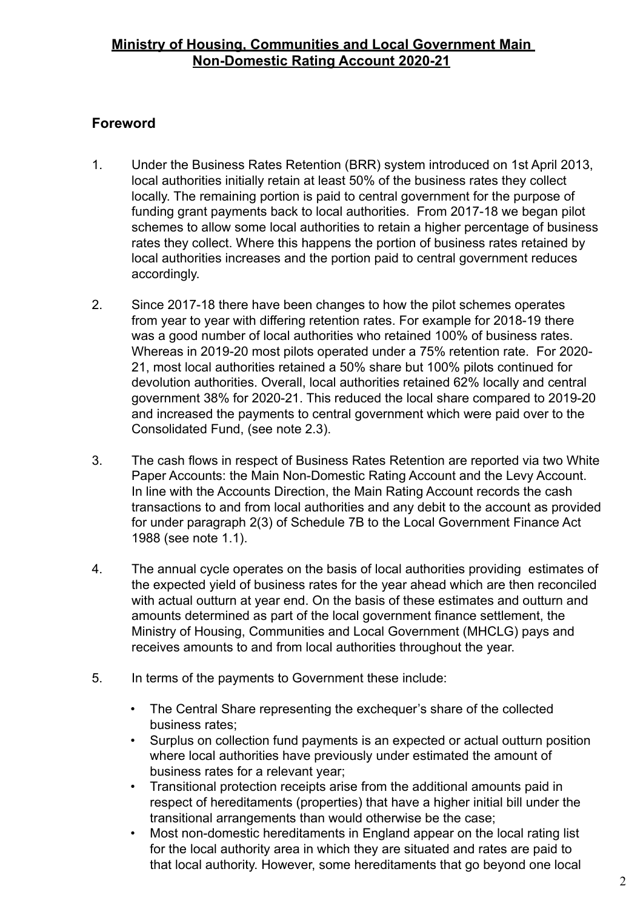# Ministry of Housing, Communities and Local Government Main Non-Domestic Rating Account 2020-21

## Foreword

1. Under the Business Rates Retention (BRR) system introduced on 1st April 2013, local authorities initially retain at least 50% of the business rates they collect locally. The remaining portion is paid to central government for the purpose of funding grant payments back to local authorities. From 2017-18 we began pilot schemes to allow some local authorities to retain a higher percentage of business rates they collect. Where this happens the portion of business rates retained by local authorities increases and the portion paid to central government reduces accordingly.

2. Since 2017-18 there have been changes to how the pilot schemes operates from year to year with differing retention rates. For example for 2018-19 there was a good number of local authorities who retained 100% of business rates. Whereas in 2019-20 most pilots operated under a 75% retention rate. For 2020-21, most local authorities retained a 50% share but 100% pilots continued for devolution authorities. Overall, local authorities retained 62% locally and central government 38% for 2020-21. This reduced the local share compared to 2019-20 and increased the payments to central government which were paid over to the Consolidated Fund, (see note 2.3).

3. The cash flows in respect of Business Rates Retention are reported via two White Paper Accounts: the Main Non-Domestic Rating Account and the Levy Account. In line with the Accounts Direction, the Main Rating Account records the cash transactions to and from local authorities and any debit to the account as provided for under paragraph 2(3) of Schedule 7B to the Local Government Finance Act 1988 (see note 1.1).

4. The annual cycle operates on the basis of local authorities providing estimates of the expected yield of business rates for the year ahead which are then reconciled with actual outturn at year end. On the basis of these estimates and outturn and amounts determined as part of the local government finance settlement, the Ministry of Housing, Communities and Local Government (MHCLG) pays and receives amounts to and from local authorities throughout the year.

5. In terms of the payments to Government these include:

   - The Central Share representing the exchequer's share of the collected business rates;
   - Surplus on collection fund payments is an expected or actual outturn position where local authorities have previously under estimated the amount of business rates for a relevant year;
   - Transitional protection receipts arise from the additional amounts paid in respect of hereditaments (properties) that have a higher initial bill under the transitional arrangements than would otherwise be the case;
   - Most non-domestic hereditaments in England appear on the local rating list for the local authority area in which they are situated and rates are paid to that local authority. However, some hereditaments that go beyond one local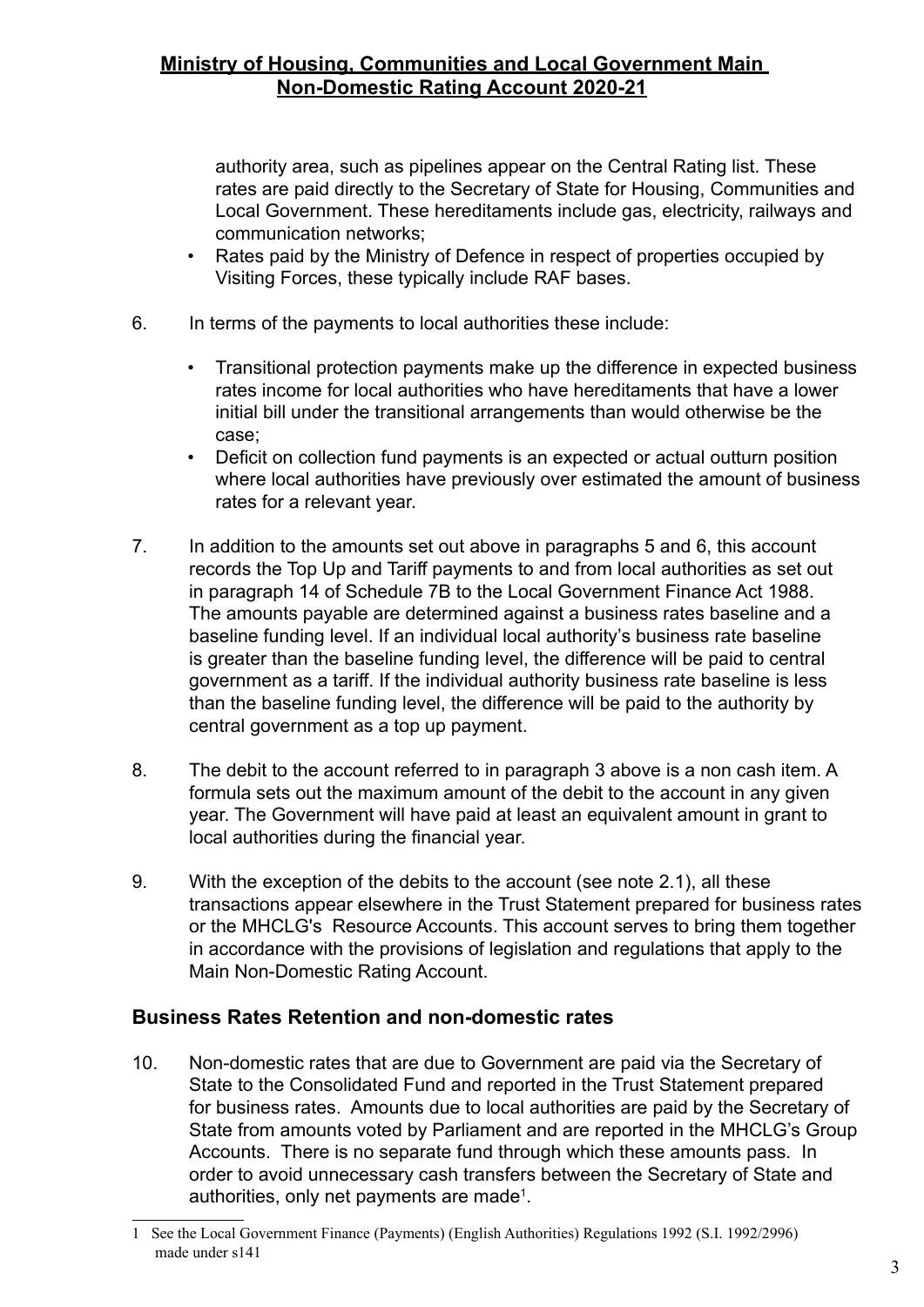authority area, such as pipelines appear on the Central Rating list. These rates are paid directly to the Secretary of State for Housing, Communities and Local Government. These hereditaments include gas, electricity, railways and communication networks;

- Rates paid by the Ministry of Defence in respect of properties occupied by Visiting Forces, these typically include RAF bases.

6. In terms of the payments to local authorities these include:

   - Transitional protection payments make up the difference in expected business rates income for local authorities who have hereditaments that have a lower initial bill under the transitional arrangements than would otherwise be the case;
   - Deficit on collection fund payments is an expected or actual outturn position where local authorities have previously over estimated the amount of business rates for a relevant year.

7. In addition to the amounts set out above in paragraphs 5 and 6, this account records the Top Up and Tariff payments to and from local authorities as set out in paragraph 14 of Schedule 7B to the Local Government Finance Act 1988. The amounts payable are determined against a business rates baseline and a baseline funding level. If an individual local authority's business rate baseline is greater than the baseline funding level, the difference will be paid to central government as a tariff. If the individual authority business rate baseline is less than the baseline funding level, the difference will be paid to the authority by central government as a top up payment.

8. The debit to the account referred to in paragraph 3 above is a non cash item. A formula sets out the maximum amount of the debit to the account in any given year. The Government will have paid at least an equivalent amount in grant to local authorities during the financial year.

9. With the exception of the debits to the account (see note 2.1), all these transactions appear elsewhere in the Trust Statement prepared for business rates or the MHCLG's Resource Accounts. This account serves to bring them together in accordance with the provisions of legislation and regulations that apply to the Main Non-Domestic Rating Account.

## Business Rates Retention and non-domestic rates

10. Non-domestic rates that are due to Government are paid via the Secretary of State to the Consolidated Fund and reported in the Trust Statement prepared for business rates. Amounts due to local authorities are paid by the Secretary of State from amounts voted by Parliament and are reported in the MHCLG's Group Accounts. There is no separate fund through which these amounts pass. In order to avoid unnecessary cash transfers between the Secretary of State and authorities, only net payments are made[1].

---

1 See the Local Government Finance (Payments) (English Authorities) Regulations 1992 (S.I. 1992/2996) made under s141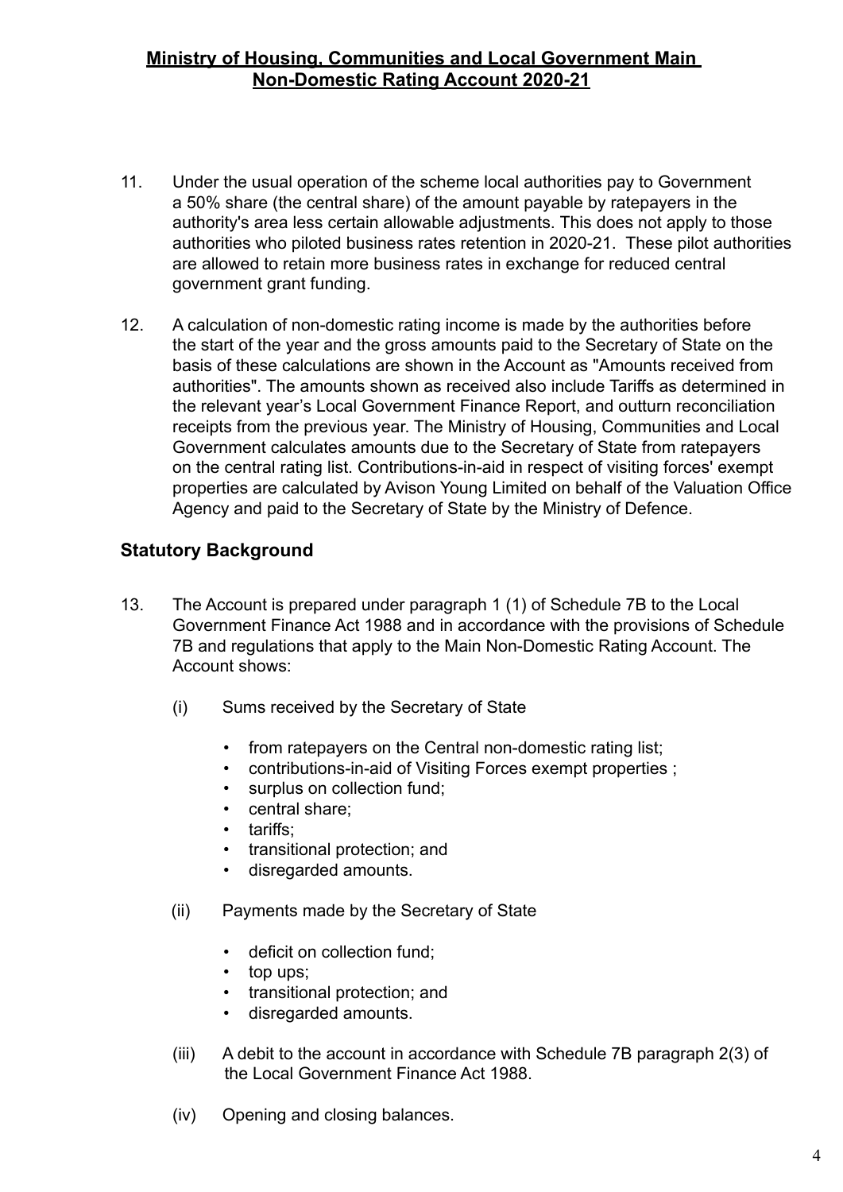11. Under the usual operation of the scheme local authorities pay to Government a 50% share (the central share) of the amount payable by ratepayers in the authority's area less certain allowable adjustments. This does not apply to those authorities who piloted business rates retention in 2020-21. These pilot authorities are allowed to retain more business rates in exchange for reduced central government grant funding.

12. A calculation of non-domestic rating income is made by the authorities before the start of the year and the gross amounts paid to the Secretary of State on the basis of these calculations are shown in the Account as "Amounts received from authorities". The amounts shown as received also include Tariffs as determined in the relevant year's Local Government Finance Report, and outturn reconciliation receipts from the previous year. The Ministry of Housing, Communities and Local Government calculates amounts due to the Secretary of State from ratepayers on the central rating list. Contributions-in-aid in respect of visiting forces' exempt properties are calculated by Avison Young Limited on behalf of the Valuation Office Agency and paid to the Secretary of State by the Ministry of Defence.

## Statutory Background

13. The Account is prepared under paragraph 1 (1) of Schedule 7B to the Local Government Finance Act 1988 and in accordance with the provisions of Schedule 7B and regulations that apply to the Main Non-Domestic Rating Account. The Account shows:

    (i) Sums received by the Secretary of State

    - from ratepayers on the Central non-domestic rating list;
    - contributions-in-aid of Visiting Forces exempt properties ;
    - surplus on collection fund;
    - central share;
    - tariffs;
    - transitional protection; and
    - disregarded amounts.

    (ii) Payments made by the Secretary of State

    - deficit on collection fund;
    - top ups;
    - transitional protection; and
    - disregarded amounts.

    (iii) A debit to the account in accordance with Schedule 7B paragraph 2(3) of the Local Government Finance Act 1988.

    (iv) Opening and closing balances.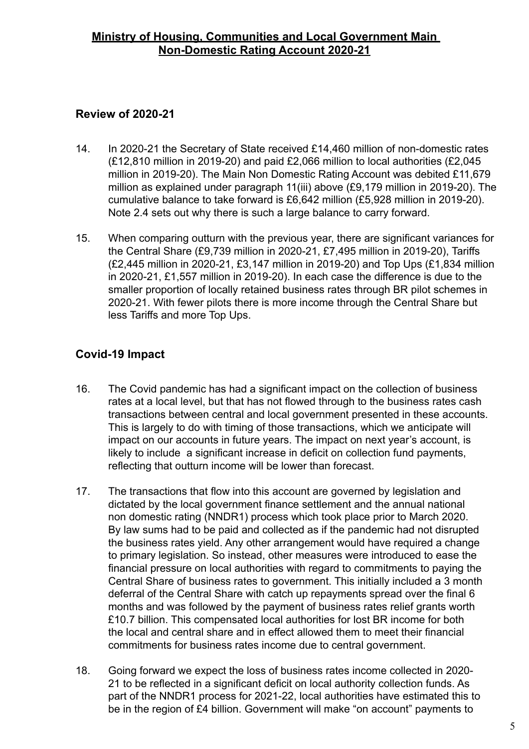## Review of 2020-21

14. In 2020-21 the Secretary of State received £14,460 million of non-domestic rates (£12,810 million in 2019-20) and paid £2,066 million to local authorities (£2,045 million in 2019-20). The Main Non Domestic Rating Account was debited £11,679 million as explained under paragraph 11(iii) above (£9,179 million in 2019-20). The cumulative balance to take forward is £6,642 million (£5,928 million in 2019-20). Note 2.4 sets out why there is such a large balance to carry forward.

15. When comparing outturn with the previous year, there are significant variances for the Central Share (£9,739 million in 2020-21, £7,495 million in 2019-20), Tariffs (£2,445 million in 2020-21, £3,147 million in 2019-20) and Top Ups (£1,834 million in 2020-21, £1,557 million in 2019-20). In each case the difference is due to the smaller proportion of locally retained business rates through BR pilot schemes in 2020-21. With fewer pilots there is more income through the Central Share but less Tariffs and more Top Ups.

## Covid-19 Impact

16. The Covid pandemic has had a significant impact on the collection of business rates at a local level, but that has not flowed through to the business rates cash transactions between central and local government presented in these accounts. This is largely to do with timing of those transactions, which we anticipate will impact on our accounts in future years. The impact on next year's account, is likely to include a significant increase in deficit on collection fund payments, reflecting that outturn income will be lower than forecast.

17. The transactions that flow into this account are governed by legislation and dictated by the local government finance settlement and the annual national non domestic rating (NNDR1) process which took place prior to March 2020. By law sums had to be paid and collected as if the pandemic had not disrupted the business rates yield. Any other arrangement would have required a change to primary legislation. So instead, other measures were introduced to ease the financial pressure on local authorities with regard to commitments to paying the Central Share of business rates to government. This initially included a 3 month deferral of the Central Share with catch up repayments spread over the final 6 months and was followed by the payment of business rates relief grants worth £10.7 billion. This compensated local authorities for lost BR income for both the local and central share and in effect allowed them to meet their financial commitments for business rates income due to central government.

18. Going forward we expect the loss of business rates income collected in 2020-21 to be reflected in a significant deficit on local authority collection funds. As part of the NNDR1 process for 2021-22, local authorities have estimated this to be in the region of £4 billion. Government will make "on account" payments to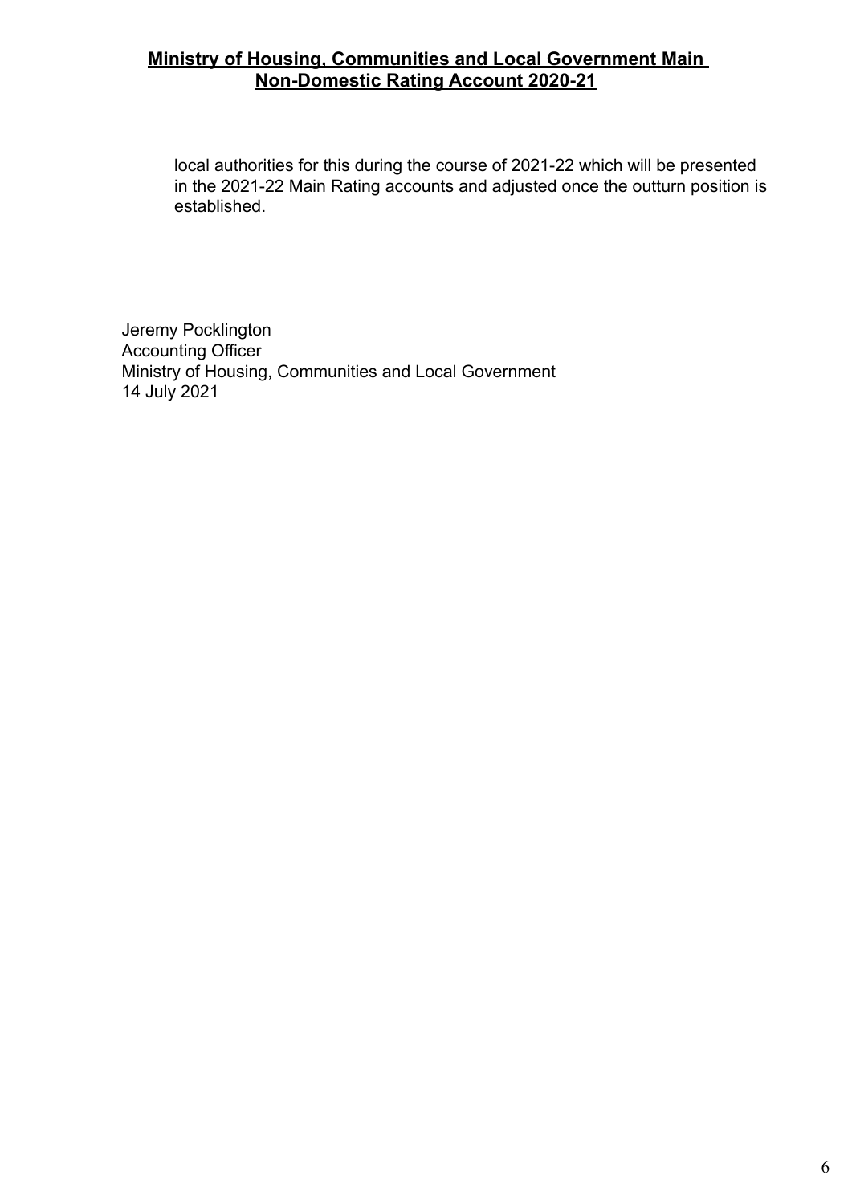local authorities for this during the course of 2021-22 which will be presented in the 2021-22 Main Rating accounts and adjusted once the outturn position is established.

Jeremy Pocklington
Accounting Officer
Ministry of Housing, Communities and Local Government
14 July 2021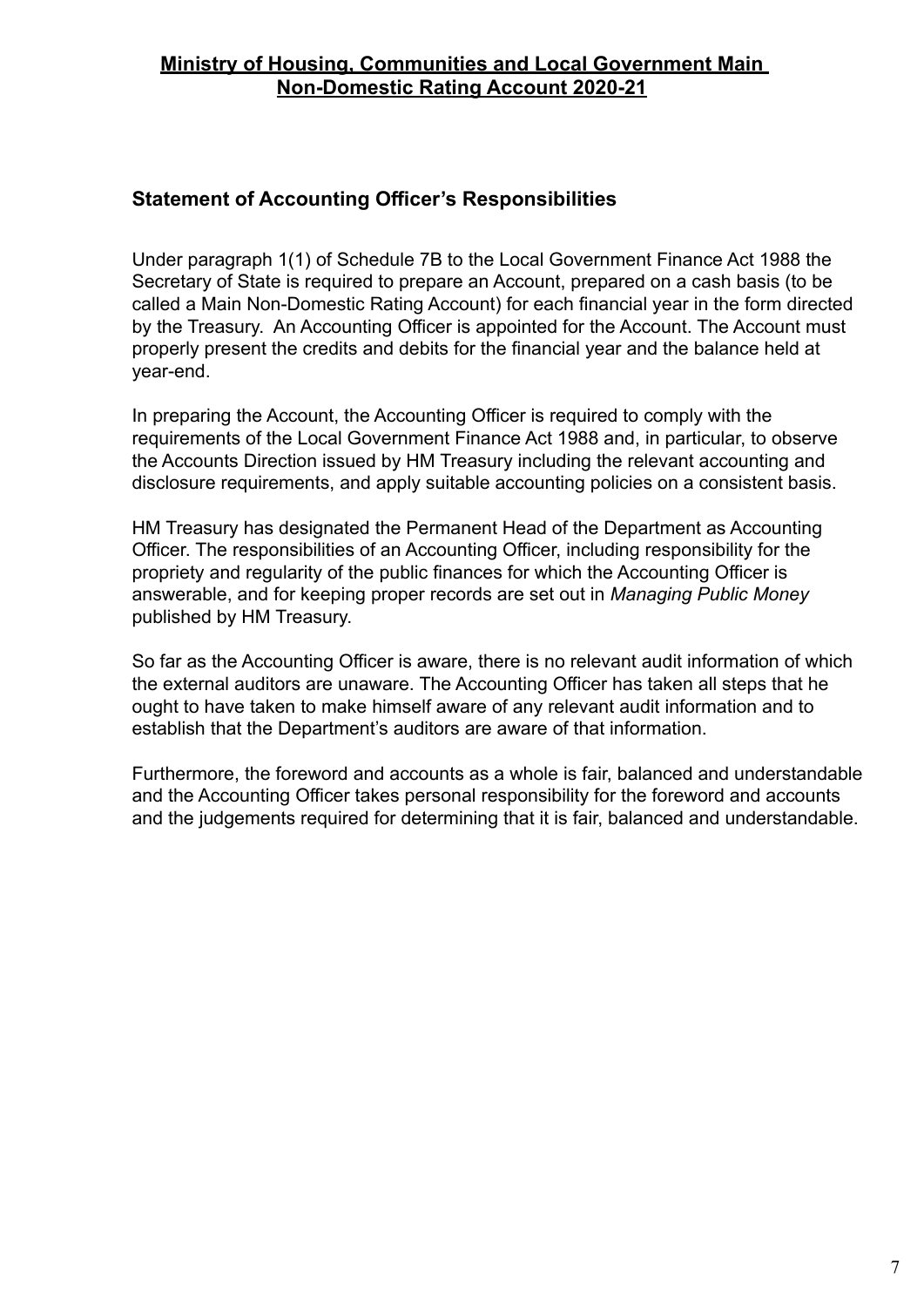## Statement of Accounting Officer's Responsibilities

Under paragraph 1(1) of Schedule 7B to the Local Government Finance Act 1988 the Secretary of State is required to prepare an Account, prepared on a cash basis (to be called a Main Non-Domestic Rating Account) for each financial year in the form directed by the Treasury. An Accounting Officer is appointed for the Account. The Account must properly present the credits and debits for the financial year and the balance held at year-end.

In preparing the Account, the Accounting Officer is required to comply with the requirements of the Local Government Finance Act 1988 and, in particular, to observe the Accounts Direction issued by HM Treasury including the relevant accounting and disclosure requirements, and apply suitable accounting policies on a consistent basis.

HM Treasury has designated the Permanent Head of the Department as Accounting Officer. The responsibilities of an Accounting Officer, including responsibility for the propriety and regularity of the public finances for which the Accounting Officer is answerable, and for keeping proper records are set out in *Managing Public Money* published by HM Treasury.

So far as the Accounting Officer is aware, there is no relevant audit information of which the external auditors are unaware. The Accounting Officer has taken all steps that he ought to have taken to make himself aware of any relevant audit information and to establish that the Department's auditors are aware of that information.

Furthermore, the foreword and accounts as a whole is fair, balanced and understandable and the Accounting Officer takes personal responsibility for the foreword and accounts and the judgements required for determining that it is fair, balanced and understandable.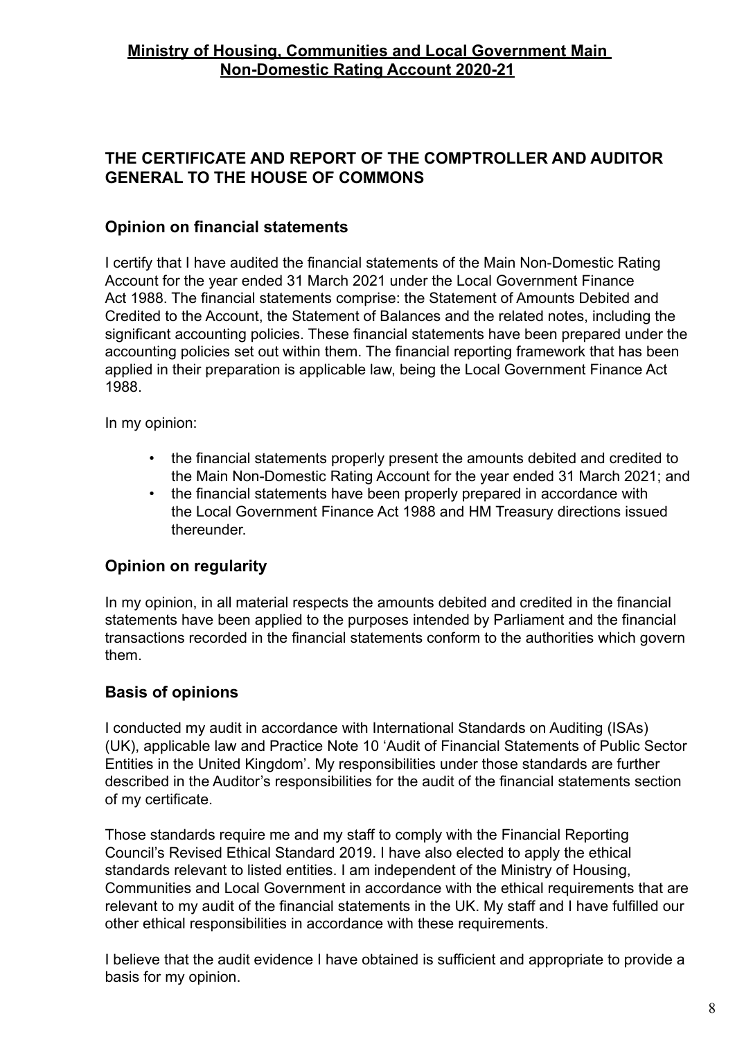**Ministry of Housing, Communities and Local Government Main Non-Domestic Rating Account 2020-21**

## THE CERTIFICATE AND REPORT OF THE COMPTROLLER AND AUDITOR GENERAL TO THE HOUSE OF COMMONS

### Opinion on financial statements

I certify that I have audited the financial statements of the Main Non-Domestic Rating Account for the year ended 31 March 2021 under the Local Government Finance Act 1988. The financial statements comprise: the Statement of Amounts Debited and Credited to the Account, the Statement of Balances and the related notes, including the significant accounting policies. These financial statements have been prepared under the accounting policies set out within them. The financial reporting framework that has been applied in their preparation is applicable law, being the Local Government Finance Act 1988.

In my opinion:

- the financial statements properly present the amounts debited and credited to the Main Non-Domestic Rating Account for the year ended 31 March 2021; and
- the financial statements have been properly prepared in accordance with the Local Government Finance Act 1988 and HM Treasury directions issued thereunder.

### Opinion on regularity

In my opinion, in all material respects the amounts debited and credited in the financial statements have been applied to the purposes intended by Parliament and the financial transactions recorded in the financial statements conform to the authorities which govern them.

### Basis of opinions

I conducted my audit in accordance with International Standards on Auditing (ISAs) (UK), applicable law and Practice Note 10 'Audit of Financial Statements of Public Sector Entities in the United Kingdom'. My responsibilities under those standards are further described in the Auditor's responsibilities for the audit of the financial statements section of my certificate.

Those standards require me and my staff to comply with the Financial Reporting Council's Revised Ethical Standard 2019. I have also elected to apply the ethical standards relevant to listed entities. I am independent of the Ministry of Housing, Communities and Local Government in accordance with the ethical requirements that are relevant to my audit of the financial statements in the UK. My staff and I have fulfilled our other ethical responsibilities in accordance with these requirements.

I believe that the audit evidence I have obtained is sufficient and appropriate to provide a basis for my opinion.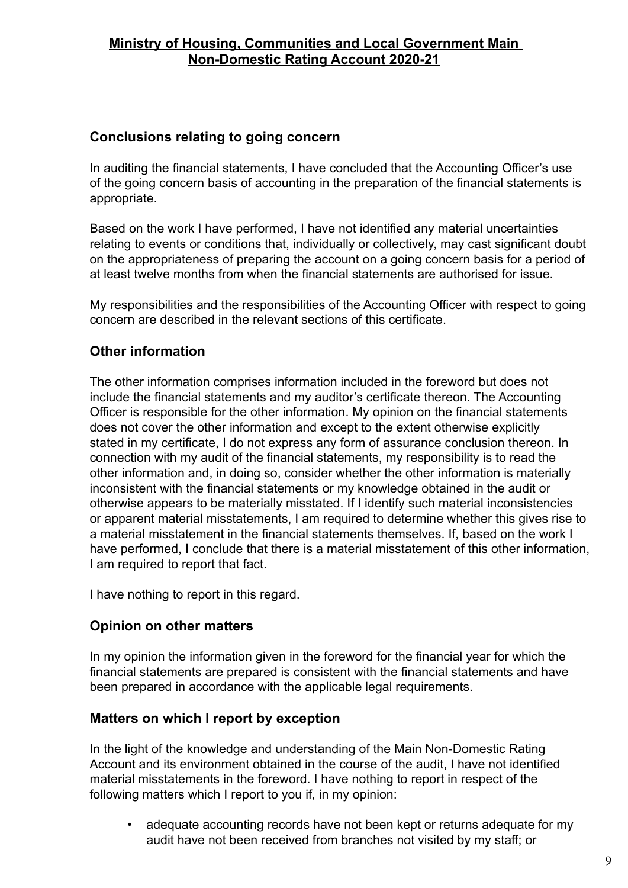## Conclusions relating to going concern

In auditing the financial statements, I have concluded that the Accounting Officer's use of the going concern basis of accounting in the preparation of the financial statements is appropriate.

Based on the work I have performed, I have not identified any material uncertainties relating to events or conditions that, individually or collectively, may cast significant doubt on the appropriateness of preparing the account on a going concern basis for a period of at least twelve months from when the financial statements are authorised for issue.

My responsibilities and the responsibilities of the Accounting Officer with respect to going concern are described in the relevant sections of this certificate.

## Other information

The other information comprises information included in the foreword but does not include the financial statements and my auditor's certificate thereon. The Accounting Officer is responsible for the other information. My opinion on the financial statements does not cover the other information and except to the extent otherwise explicitly stated in my certificate, I do not express any form of assurance conclusion thereon. In connection with my audit of the financial statements, my responsibility is to read the other information and, in doing so, consider whether the other information is materially inconsistent with the financial statements or my knowledge obtained in the audit or otherwise appears to be materially misstated. If I identify such material inconsistencies or apparent material misstatements, I am required to determine whether this gives rise to a material misstatement in the financial statements themselves. If, based on the work I have performed, I conclude that there is a material misstatement of this other information, I am required to report that fact.

I have nothing to report in this regard.

## Opinion on other matters

In my opinion the information given in the foreword for the financial year for which the financial statements are prepared is consistent with the financial statements and have been prepared in accordance with the applicable legal requirements.

## Matters on which I report by exception

In the light of the knowledge and understanding of the Main Non-Domestic Rating Account and its environment obtained in the course of the audit, I have not identified material misstatements in the foreword. I have nothing to report in respect of the following matters which I report to you if, in my opinion:

- adequate accounting records have not been kept or returns adequate for my audit have not been received from branches not visited by my staff; or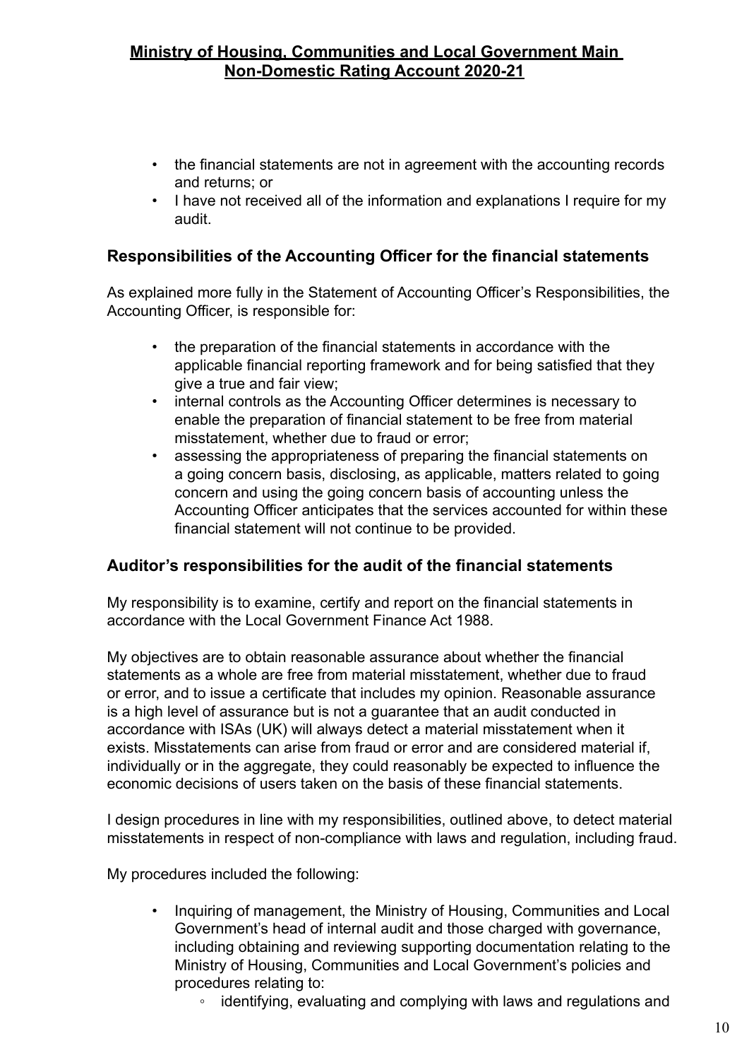- the financial statements are not in agreement with the accounting records and returns; or
- I have not received all of the information and explanations I require for my audit.

## Responsibilities of the Accounting Officer for the financial statements

As explained more fully in the Statement of Accounting Officer's Responsibilities, the Accounting Officer, is responsible for:

- the preparation of the financial statements in accordance with the applicable financial reporting framework and for being satisfied that they give a true and fair view;
- internal controls as the Accounting Officer determines is necessary to enable the preparation of financial statement to be free from material misstatement, whether due to fraud or error;
- assessing the appropriateness of preparing the financial statements on a going concern basis, disclosing, as applicable, matters related to going concern and using the going concern basis of accounting unless the Accounting Officer anticipates that the services accounted for within these financial statement will not continue to be provided.

## Auditor's responsibilities for the audit of the financial statements

My responsibility is to examine, certify and report on the financial statements in accordance with the Local Government Finance Act 1988.

My objectives are to obtain reasonable assurance about whether the financial statements as a whole are free from material misstatement, whether due to fraud or error, and to issue a certificate that includes my opinion. Reasonable assurance is a high level of assurance but is not a guarantee that an audit conducted in accordance with ISAs (UK) will always detect a material misstatement when it exists. Misstatements can arise from fraud or error and are considered material if, individually or in the aggregate, they could reasonably be expected to influence the economic decisions of users taken on the basis of these financial statements.

I design procedures in line with my responsibilities, outlined above, to detect material misstatements in respect of non-compliance with laws and regulation, including fraud.

My procedures included the following:

- Inquiring of management, the Ministry of Housing, Communities and Local Government's head of internal audit and those charged with governance, including obtaining and reviewing supporting documentation relating to the Ministry of Housing, Communities and Local Government's policies and procedures relating to:
    - identifying, evaluating and complying with laws and regulations and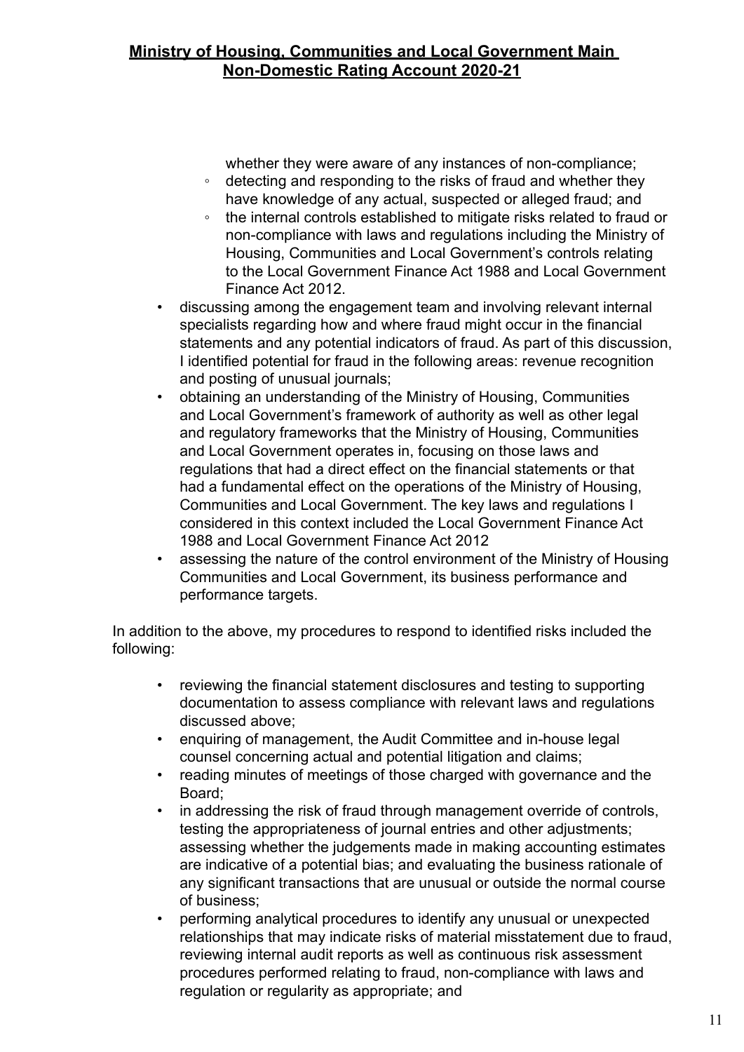whether they were aware of any instances of non-compliance;
    - detecting and responding to the risks of fraud and whether they have knowledge of any actual, suspected or alleged fraud; and
    - the internal controls established to mitigate risks related to fraud or non-compliance with laws and regulations including the Ministry of Housing, Communities and Local Government's controls relating to the Local Government Finance Act 1988 and Local Government Finance Act 2012.
- discussing among the engagement team and involving relevant internal specialists regarding how and where fraud might occur in the financial statements and any potential indicators of fraud. As part of this discussion, I identified potential for fraud in the following areas: revenue recognition and posting of unusual journals;
- obtaining an understanding of the Ministry of Housing, Communities and Local Government's framework of authority as well as other legal and regulatory frameworks that the Ministry of Housing, Communities and Local Government operates in, focusing on those laws and regulations that had a direct effect on the financial statements or that had a fundamental effect on the operations of the Ministry of Housing, Communities and Local Government. The key laws and regulations I considered in this context included the Local Government Finance Act 1988 and Local Government Finance Act 2012
- assessing the nature of the control environment of the Ministry of Housing Communities and Local Government, its business performance and performance targets.

In addition to the above, my procedures to respond to identified risks included the following:

- reviewing the financial statement disclosures and testing to supporting documentation to assess compliance with relevant laws and regulations discussed above;
- enquiring of management, the Audit Committee and in-house legal counsel concerning actual and potential litigation and claims;
- reading minutes of meetings of those charged with governance and the Board;
- in addressing the risk of fraud through management override of controls, testing the appropriateness of journal entries and other adjustments; assessing whether the judgements made in making accounting estimates are indicative of a potential bias; and evaluating the business rationale of any significant transactions that are unusual or outside the normal course of business;
- performing analytical procedures to identify any unusual or unexpected relationships that may indicate risks of material misstatement due to fraud, reviewing internal audit reports as well as continuous risk assessment procedures performed relating to fraud, non-compliance with laws and regulation or regularity as appropriate; and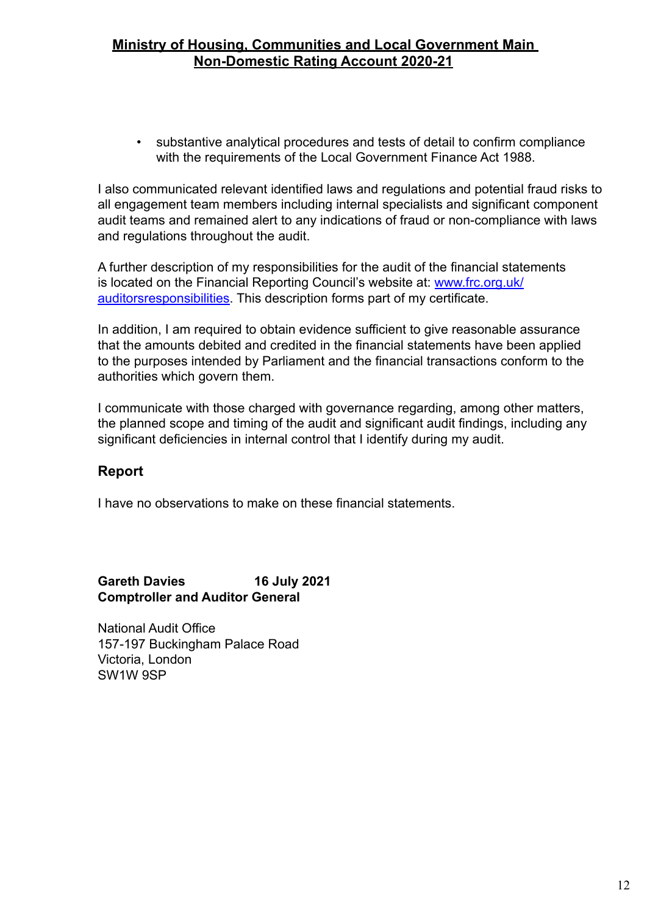- substantive analytical procedures and tests of detail to confirm compliance with the requirements of the Local Government Finance Act 1988.

I also communicated relevant identified laws and regulations and potential fraud risks to all engagement team members including internal specialists and significant component audit teams and remained alert to any indications of fraud or non-compliance with laws and regulations throughout the audit.

A further description of my responsibilities for the audit of the financial statements is located on the Financial Reporting Council's website at: [www.frc.org.uk/auditorsresponsibilities](www.frc.org.uk/auditorsresponsibilities). This description forms part of my certificate.

In addition, I am required to obtain evidence sufficient to give reasonable assurance that the amounts debited and credited in the financial statements have been applied to the purposes intended by Parliament and the financial transactions conform to the authorities which govern them.

I communicate with those charged with governance regarding, among other matters, the planned scope and timing of the audit and significant audit findings, including any significant deficiencies in internal control that I identify during my audit.

## Report

I have no observations to make on these financial statements.

**Gareth Davies** **16 July 2021**
**Comptroller and Auditor General**

National Audit Office
157-197 Buckingham Palace Road
Victoria, London
SW1W 9SP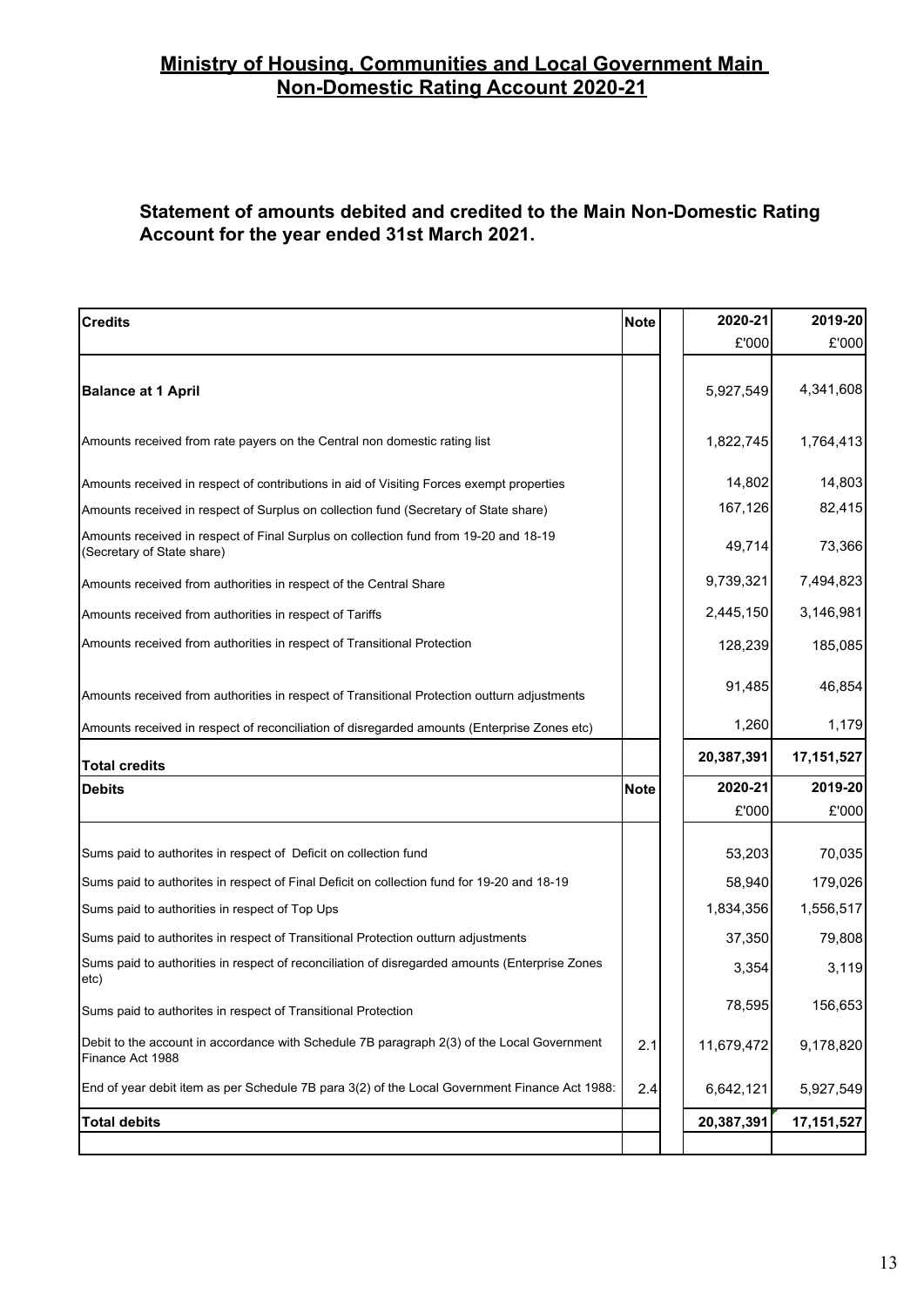# Ministry of Housing, Communities and Local Government Main Non-Domestic Rating Account 2020-21

## Statement of amounts debited and credited to the Main Non-Domestic Rating Account for the year ended 31st March 2021.

| Credits | Note | 2020-21 | 2019-20 |
|---|---|---|---|
| | | £'000 | £'000 |
| **Balance at 1 April** | | 5,927,549 | 4,341,608 |
| Amounts received from rate payers on the Central non domestic rating list | | 1,822,745 | 1,764,413 |
| Amounts received in respect of contributions in aid of Visiting Forces exempt properties | | 14,802 | 14,803 |
| Amounts received in respect of Surplus on collection fund (Secretary of State share) | | 167,126 | 82,415 |
| Amounts received in respect of Final Surplus on collection fund from 19-20 and 18-19 (Secretary of State share) | | 49,714 | 73,366 |
| Amounts received from authorities in respect of the Central Share | | 9,739,321 | 7,494,823 |
| Amounts received from authorities in respect of Tariffs | | 2,445,150 | 3,146,981 |
| Amounts received from authorities in respect of Transitional Protection | | 128,239 | 185,085 |
| Amounts received from authorities in respect of Transitional Protection outturn adjustments | | 91,485 | 46,854 |
| Amounts received in respect of reconciliation of disregarded amounts (Enterprise Zones etc) | | 1,260 | 1,179 |
| **Total credits** | | **20,387,391** | **17,151,527** |
| **Debits** | **Note** | **2020-21** | **2019-20** |
| | | £'000 | £'000 |
| Sums paid to authorites in respect of Deficit on collection fund | | 53,203 | 70,035 |
| Sums paid to authorites in respect of Final Deficit on collection fund for 19-20 and 18-19 | | 58,940 | 179,026 |
| Sums paid to authorities in respect of Top Ups | | 1,834,356 | 1,556,517 |
| Sums paid to authorites in respect of Transitional Protection outturn adjustments | | 37,350 | 79,808 |
| Sums paid to authorities in respect of reconciliation of disregarded amounts (Enterprise Zones etc) | | 3,354 | 3,119 |
| Sums paid to authorites in respect of Transitional Protection | | 78,595 | 156,653 |
| Debit to the account in accordance with Schedule 7B paragraph 2(3) of the Local Government Finance Act 1988 | 2.1 | 11,679,472 | 9,178,820 |
| End of year debit item as per Schedule 7B para 3(2) of the Local Government Finance Act 1988: | 2.4 | 6,642,121 | 5,927,549 |
| **Total debits** | | **20,387,391** | **17,151,527** |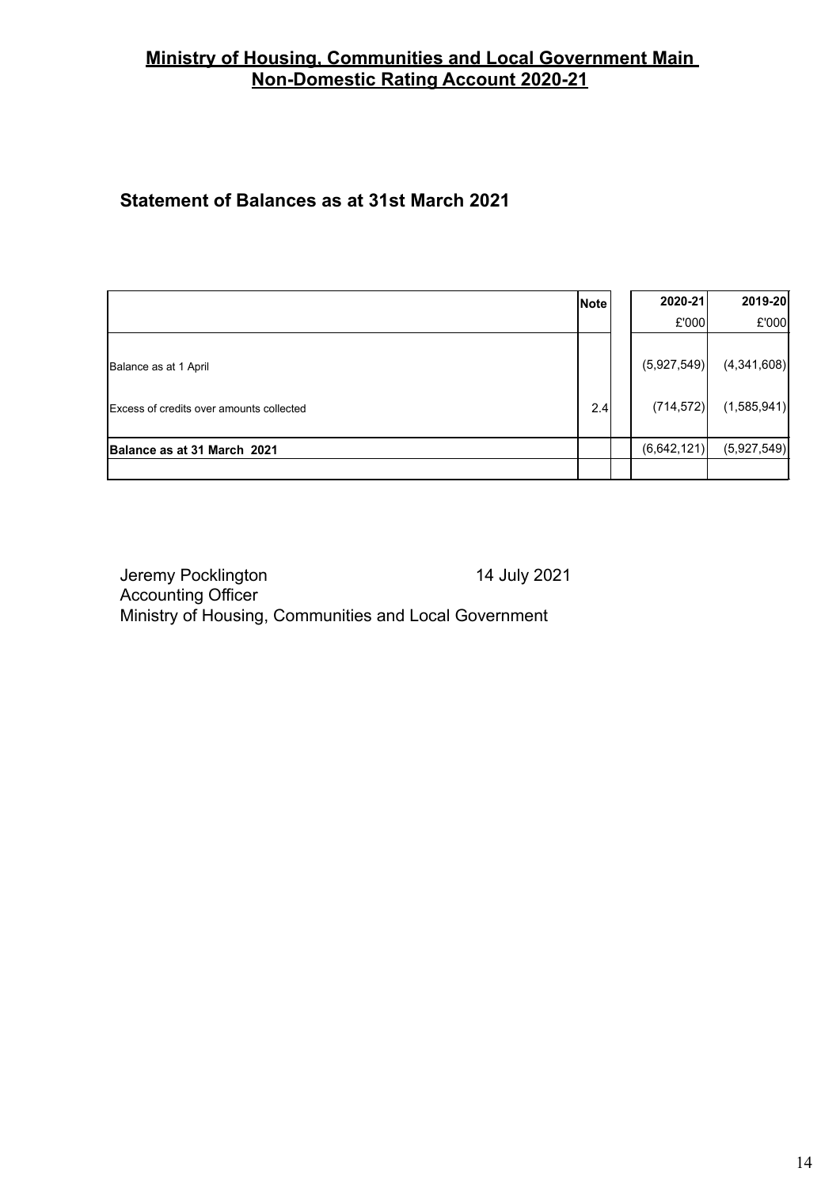# Ministry of Housing, Communities and Local Government Main Non-Domestic Rating Account 2020-21

## Statement of Balances as at 31st March 2021

| | Note | | 2020-21 | 2019-20 |
|---|---|---|---|---|
| | | | £'000 | £'000 |
| Balance as at 1 April | | | (5,927,549) | (4,341,608) |
| Excess of credits over amounts collected | 2.4 | | (714,572) | (1,585,941) |
| **Balance as at 31 March 2021** | | | (6,642,121) | (5,927,549) |

Jeremy Pocklington 14 July 2021
Accounting Officer
Ministry of Housing, Communities and Local Government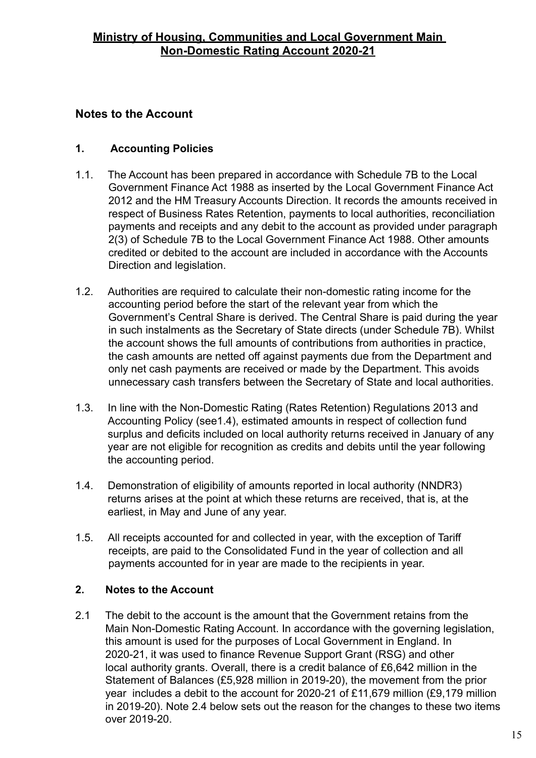# Ministry of Housing, Communities and Local Government Main Non-Domestic Rating Account 2020-21

## Notes to the Account

### 1. Accounting Policies

1.1. The Account has been prepared in accordance with Schedule 7B to the Local Government Finance Act 1988 as inserted by the Local Government Finance Act 2012 and the HM Treasury Accounts Direction. It records the amounts received in respect of Business Rates Retention, payments to local authorities, reconciliation payments and receipts and any debit to the account as provided under paragraph 2(3) of Schedule 7B to the Local Government Finance Act 1988. Other amounts credited or debited to the account are included in accordance with the Accounts Direction and legislation.

1.2. Authorities are required to calculate their non-domestic rating income for the accounting period before the start of the relevant year from which the Government's Central Share is derived. The Central Share is paid during the year in such instalments as the Secretary of State directs (under Schedule 7B). Whilst the account shows the full amounts of contributions from authorities in practice, the cash amounts are netted off against payments due from the Department and only net cash payments are received or made by the Department. This avoids unnecessary cash transfers between the Secretary of State and local authorities.

1.3. In line with the Non-Domestic Rating (Rates Retention) Regulations 2013 and Accounting Policy (see1.4), estimated amounts in respect of collection fund surplus and deficits included on local authority returns received in January of any year are not eligible for recognition as credits and debits until the year following the accounting period.

1.4. Demonstration of eligibility of amounts reported in local authority (NNDR3) returns arises at the point at which these returns are received, that is, at the earliest, in May and June of any year.

1.5. All receipts accounted for and collected in year, with the exception of Tariff receipts, are paid to the Consolidated Fund in the year of collection and all payments accounted for in year are made to the recipients in year.

### 2. Notes to the Account

2.1 The debit to the account is the amount that the Government retains from the Main Non-Domestic Rating Account. In accordance with the governing legislation, this amount is used for the purposes of Local Government in England. In 2020-21, it was used to finance Revenue Support Grant (RSG) and other local authority grants. Overall, there is a credit balance of £6,642 million in the Statement of Balances (£5,928 million in 2019-20), the movement from the prior year includes a debit to the account for 2020-21 of £11,679 million (£9,179 million in 2019-20). Note 2.4 below sets out the reason for the changes to these two items over 2019-20.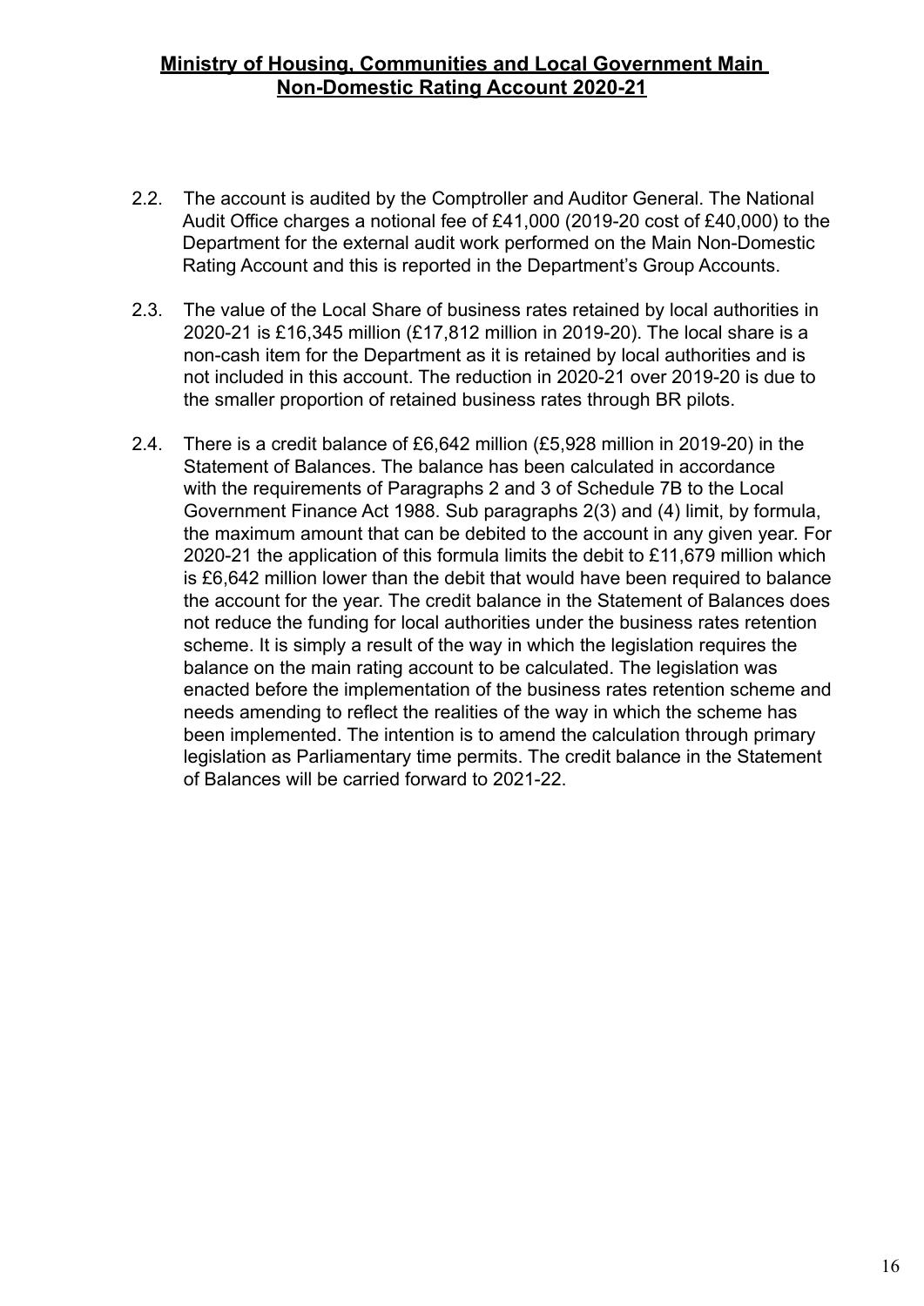2.2. The account is audited by the Comptroller and Auditor General. The National Audit Office charges a notional fee of £41,000 (2019-20 cost of £40,000) to the Department for the external audit work performed on the Main Non-Domestic Rating Account and this is reported in the Department's Group Accounts.

2.3. The value of the Local Share of business rates retained by local authorities in 2020-21 is £16,345 million (£17,812 million in 2019-20). The local share is a non-cash item for the Department as it is retained by local authorities and is not included in this account. The reduction in 2020-21 over 2019-20 is due to the smaller proportion of retained business rates through BR pilots.

2.4. There is a credit balance of £6,642 million (£5,928 million in 2019-20) in the Statement of Balances. The balance has been calculated in accordance with the requirements of Paragraphs 2 and 3 of Schedule 7B to the Local Government Finance Act 1988. Sub paragraphs 2(3) and (4) limit, by formula, the maximum amount that can be debited to the account in any given year. For 2020-21 the application of this formula limits the debit to £11,679 million which is £6,642 million lower than the debit that would have been required to balance the account for the year. The credit balance in the Statement of Balances does not reduce the funding for local authorities under the business rates retention scheme. It is simply a result of the way in which the legislation requires the balance on the main rating account to be calculated. The legislation was enacted before the implementation of the business rates retention scheme and needs amending to reflect the realities of the way in which the scheme has been implemented. The intention is to amend the calculation through primary legislation as Parliamentary time permits. The credit balance in the Statement of Balances will be carried forward to 2021-22.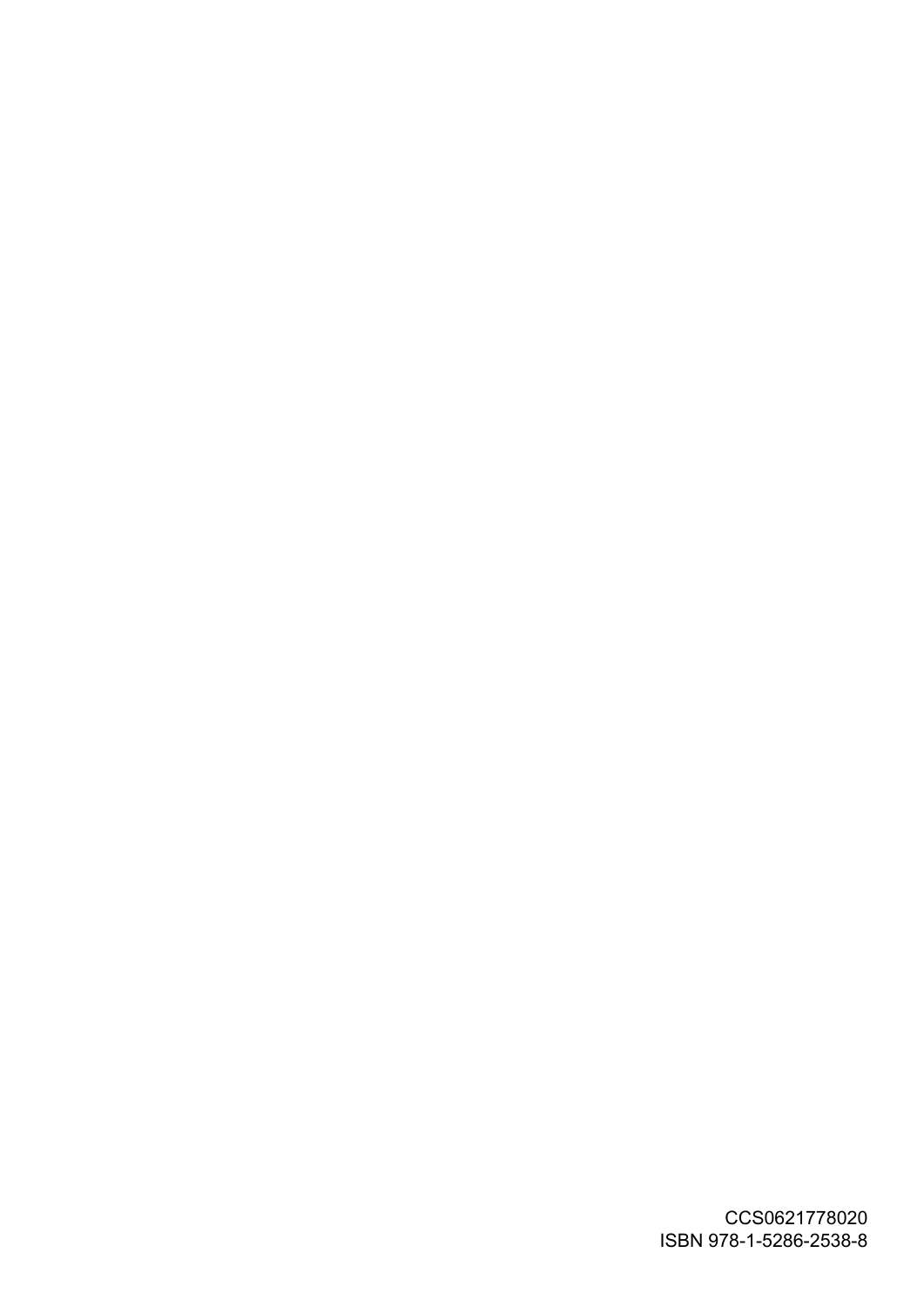CCS0621778020
ISBN 978-1-5286-2538-8